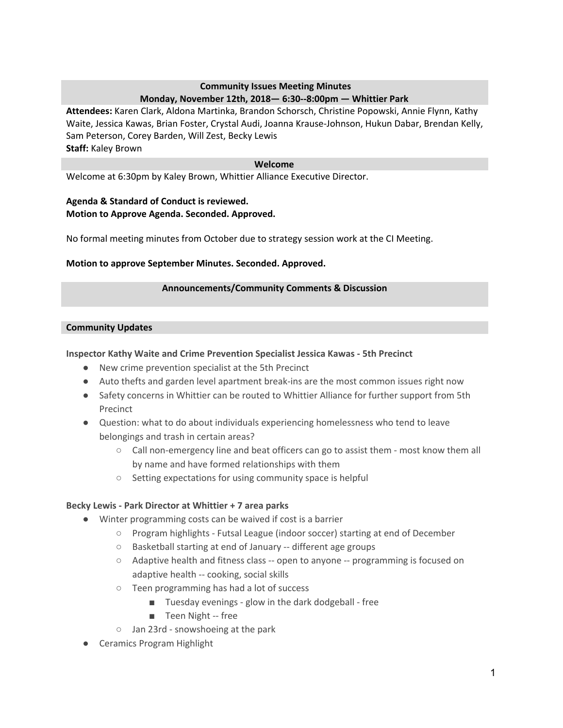## Community Issues Meeting Minutes
## Monday, November 12th, 2018— 6:30--8:00pm — Whittier Park

**Attendees:** Karen Clark, Aldona Martinka, Brandon Schorsch, Christine Popowski, Annie Flynn, Kathy Waite, Jessica Kawas, Brian Foster, Crystal Audi, Joanna Krause-Johnson, Hukun Dabar, Brendan Kelly, Sam Peterson, Corey Barden, Will Zest, Becky Lewis

**Staff:** Kaley Brown

### Welcome

Welcome at 6:30pm by Kaley Brown, Whittier Alliance Executive Director.

**Agenda & Standard of Conduct is reviewed.**
**Motion to Approve Agenda. Seconded. Approved.**

No formal meeting minutes from October due to strategy session work at the CI Meeting.

**Motion to approve September Minutes. Seconded. Approved.**

### Announcements/Community Comments & Discussion

### Community Updates

**Inspector Kathy Waite and Crime Prevention Specialist Jessica Kawas - 5th Precinct**

- New crime prevention specialist at the 5th Precinct
- Auto thefts and garden level apartment break-ins are the most common issues right now
- Safety concerns in Whittier can be routed to Whittier Alliance for further support from 5th Precinct
- Question: what to do about individuals experiencing homelessness who tend to leave belongings and trash in certain areas?
  - Call non-emergency line and beat officers can go to assist them - most know them all by name and have formed relationships with them
  - Setting expectations for using community space is helpful

**Becky Lewis - Park Director at Whittier + 7 area parks**

- Winter programming costs can be waived if cost is a barrier
  - Program highlights - Futsal League (indoor soccer) starting at end of December
  - Basketball starting at end of January -- different age groups
  - Adaptive health and fitness class -- open to anyone -- programming is focused on adaptive health -- cooking, social skills
  - Teen programming has had a lot of success
    - Tuesday evenings - glow in the dark dodgeball - free
    - Teen Night -- free
  - Jan 23rd - snowshoeing at the park
- Ceramics Program Highlight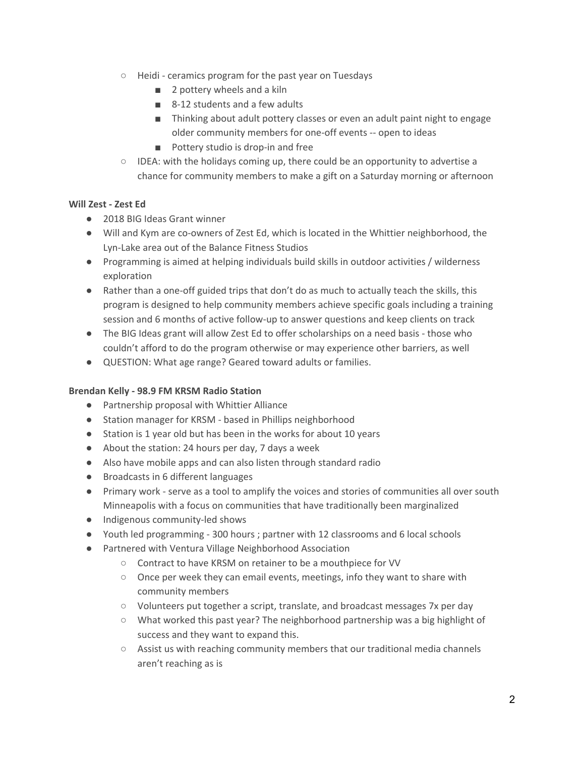- Heidi - ceramics program for the past year on Tuesdays
    - 2 pottery wheels and a kiln
    - 8-12 students and a few adults
    - Thinking about adult pottery classes or even an adult paint night to engage older community members for one-off events -- open to ideas
    - Pottery studio is drop-in and free
  - IDEA: with the holidays coming up, there could be an opportunity to advertise a chance for community members to make a gift on a Saturday morning or afternoon

**Will Zest - Zest Ed**

- 2018 BIG Ideas Grant winner
- Will and Kym are co-owners of Zest Ed, which is located in the Whittier neighborhood, the Lyn-Lake area out of the Balance Fitness Studios
- Programming is aimed at helping individuals build skills in outdoor activities / wilderness exploration
- Rather than a one-off guided trips that don't do as much to actually teach the skills, this program is designed to help community members achieve specific goals including a training session and 6 months of active follow-up to answer questions and keep clients on track
- The BIG Ideas grant will allow Zest Ed to offer scholarships on a need basis - those who couldn't afford to do the program otherwise or may experience other barriers, as well
- QUESTION: What age range? Geared toward adults or families.

**Brendan Kelly - 98.9 FM KRSM Radio Station**

- Partnership proposal with Whittier Alliance
- Station manager for KRSM - based in Phillips neighborhood
- Station is 1 year old but has been in the works for about 10 years
- About the station: 24 hours per day, 7 days a week
- Also have mobile apps and can also listen through standard radio
- Broadcasts in 6 different languages
- Primary work - serve as a tool to amplify the voices and stories of communities all over south Minneapolis with a focus on communities that have traditionally been marginalized
- Indigenous community-led shows
- Youth led programming - 300 hours ; partner with 12 classrooms and 6 local schools
- Partnered with Ventura Village Neighborhood Association
  - Contract to have KRSM on retainer to be a mouthpiece for VV
  - Once per week they can email events, meetings, info they want to share with community members
  - Volunteers put together a script, translate, and broadcast messages 7x per day
  - What worked this past year? The neighborhood partnership was a big highlight of success and they want to expand this.
  - Assist us with reaching community members that our traditional media channels aren't reaching as is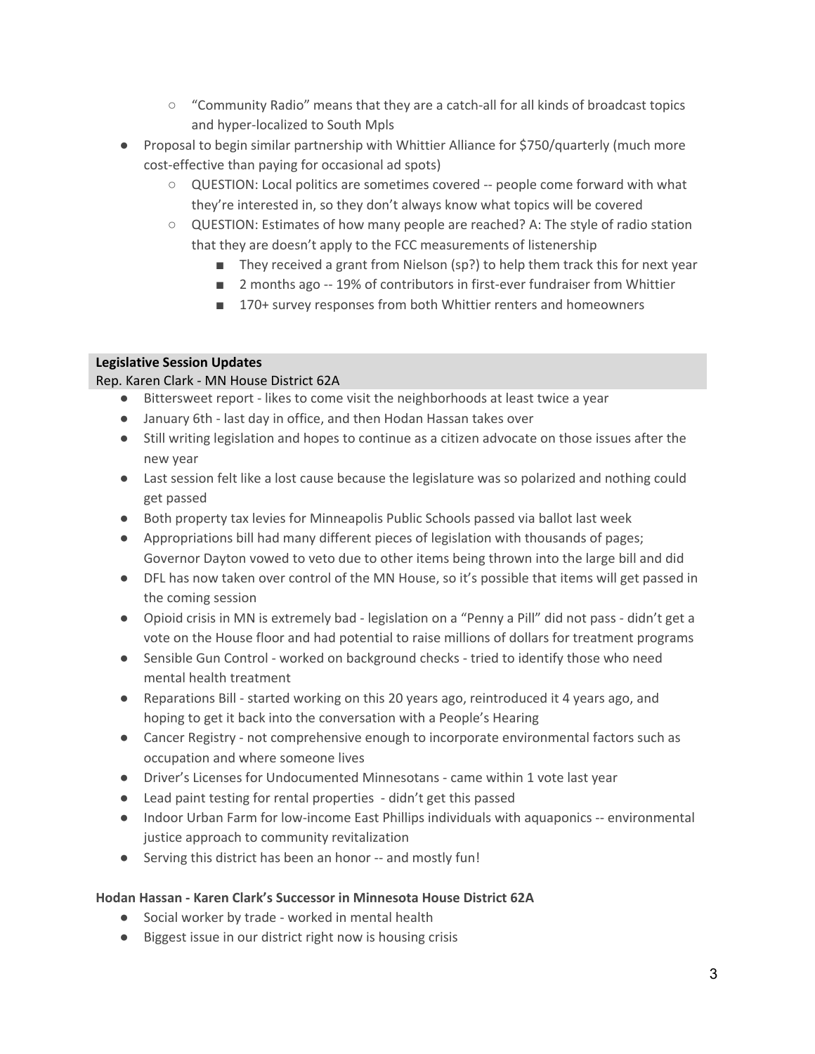- "Community Radio" means that they are a catch-all for all kinds of broadcast topics and hyper-localized to South Mpls
- Proposal to begin similar partnership with Whittier Alliance for $750/quarterly (much more cost-effective than paying for occasional ad spots)
    - QUESTION: Local politics are sometimes covered -- people come forward with what they're interested in, so they don't always know what topics will be covered
    - QUESTION: Estimates of how many people are reached? A: The style of radio station that they are doesn't apply to the FCC measurements of listenership
        - They received a grant from Nielson (sp?) to help them track this for next year
        - 2 months ago -- 19% of contributors in first-ever fundraiser from Whittier
        - 170+ survey responses from both Whittier renters and homeowners

**Legislative Session Updates**

Rep. Karen Clark - MN House District 62A

- Bittersweet report - likes to come visit the neighborhoods at least twice a year
- January 6th - last day in office, and then Hodan Hassan takes over
- Still writing legislation and hopes to continue as a citizen advocate on those issues after the new year
- Last session felt like a lost cause because the legislature was so polarized and nothing could get passed
- Both property tax levies for Minneapolis Public Schools passed via ballot last week
- Appropriations bill had many different pieces of legislation with thousands of pages; Governor Dayton vowed to veto due to other items being thrown into the large bill and did
- DFL has now taken over control of the MN House, so it's possible that items will get passed in the coming session
- Opioid crisis in MN is extremely bad - legislation on a "Penny a Pill" did not pass - didn't get a vote on the House floor and had potential to raise millions of dollars for treatment programs
- Sensible Gun Control - worked on background checks - tried to identify those who need mental health treatment
- Reparations Bill - started working on this 20 years ago, reintroduced it 4 years ago, and hoping to get it back into the conversation with a People's Hearing
- Cancer Registry - not comprehensive enough to incorporate environmental factors such as occupation and where someone lives
- Driver's Licenses for Undocumented Minnesotans - came within 1 vote last year
- Lead paint testing for rental properties - didn't get this passed
- Indoor Urban Farm for low-income East Phillips individuals with aquaponics -- environmental justice approach to community revitalization
- Serving this district has been an honor -- and mostly fun!

**Hodan Hassan - Karen Clark's Successor in Minnesota House District 62A**

- Social worker by trade - worked in mental health
- Biggest issue in our district right now is housing crisis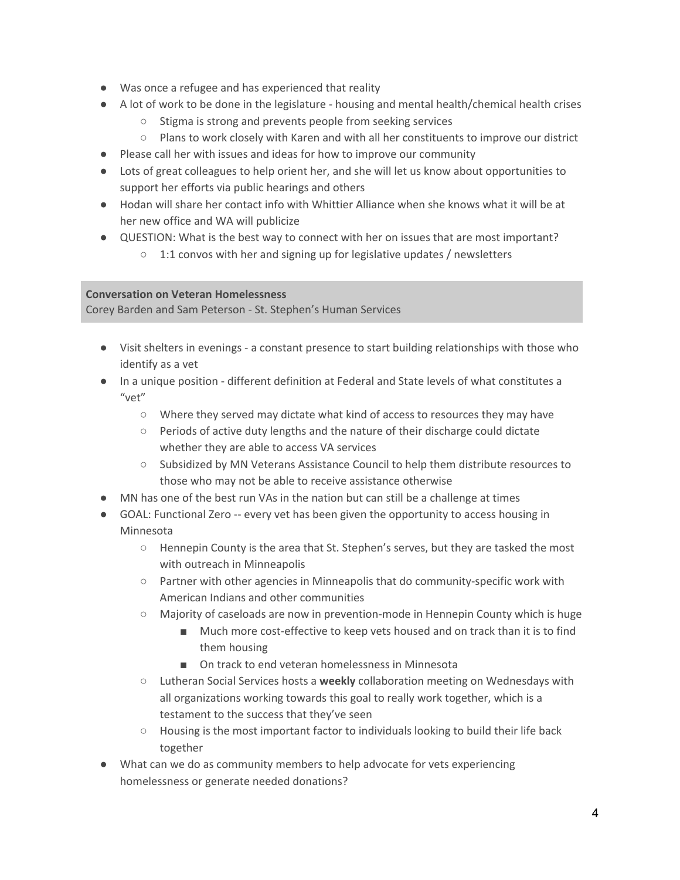- Was once a refugee and has experienced that reality
- A lot of work to be done in the legislature - housing and mental health/chemical health crises
    - Stigma is strong and prevents people from seeking services
    - Plans to work closely with Karen and with all her constituents to improve our district
- Please call her with issues and ideas for how to improve our community
- Lots of great colleagues to help orient her, and she will let us know about opportunities to support her efforts via public hearings and others
- Hodan will share her contact info with Whittier Alliance when she knows what it will be at her new office and WA will publicize
- QUESTION: What is the best way to connect with her on issues that are most important?
    - 1:1 convos with her and signing up for legislative updates / newsletters

**Conversation on Veteran Homelessness**
Corey Barden and Sam Peterson - St. Stephen's Human Services

- Visit shelters in evenings - a constant presence to start building relationships with those who identify as a vet
- In a unique position - different definition at Federal and State levels of what constitutes a "vet"
    - Where they served may dictate what kind of access to resources they may have
    - Periods of active duty lengths and the nature of their discharge could dictate whether they are able to access VA services
    - Subsidized by MN Veterans Assistance Council to help them distribute resources to those who may not be able to receive assistance otherwise
- MN has one of the best run VAs in the nation but can still be a challenge at times
- GOAL: Functional Zero -- every vet has been given the opportunity to access housing in Minnesota
    - Hennepin County is the area that St. Stephen's serves, but they are tasked the most with outreach in Minneapolis
    - Partner with other agencies in Minneapolis that do community-specific work with American Indians and other communities
    - Majority of caseloads are now in prevention-mode in Hennepin County which is huge
        - Much more cost-effective to keep vets housed and on track than it is to find them housing
        - On track to end veteran homelessness in Minnesota
    - Lutheran Social Services hosts a **weekly** collaboration meeting on Wednesdays with all organizations working towards this goal to really work together, which is a testament to the success that they've seen
    - Housing is the most important factor to individuals looking to build their life back together
- What can we do as community members to help advocate for vets experiencing homelessness or generate needed donations?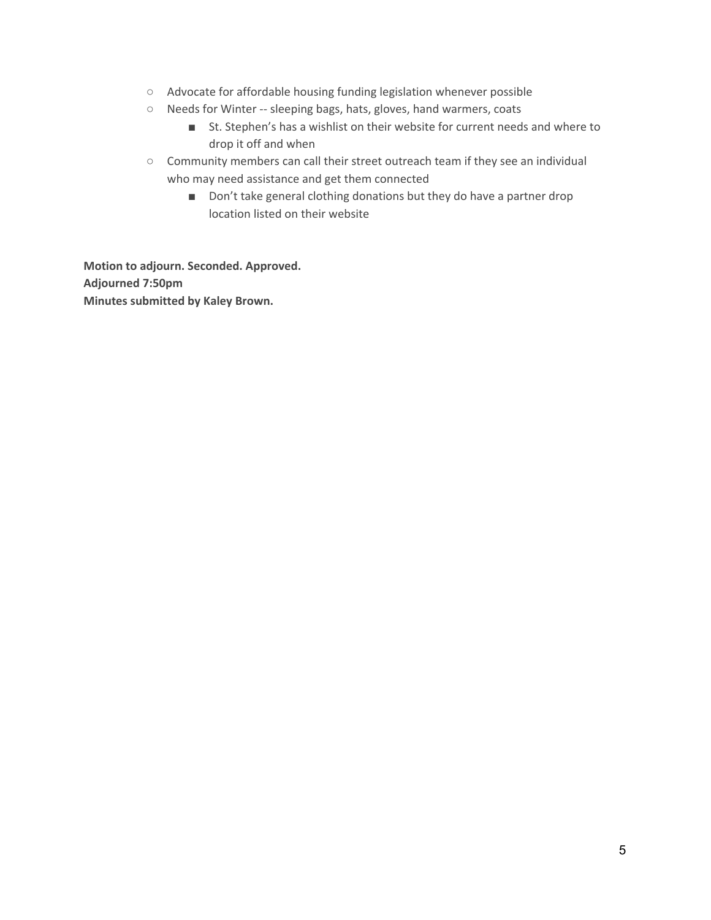- Advocate for affordable housing funding legislation whenever possible
- Needs for Winter -- sleeping bags, hats, gloves, hand warmers, coats
    - St. Stephen's has a wishlist on their website for current needs and where to drop it off and when
- Community members can call their street outreach team if they see an individual who may need assistance and get them connected
    - Don't take general clothing donations but they do have a partner drop location listed on their website

**Motion to adjourn. Seconded. Approved.**
**Adjourned 7:50pm**
**Minutes submitted by Kaley Brown.**